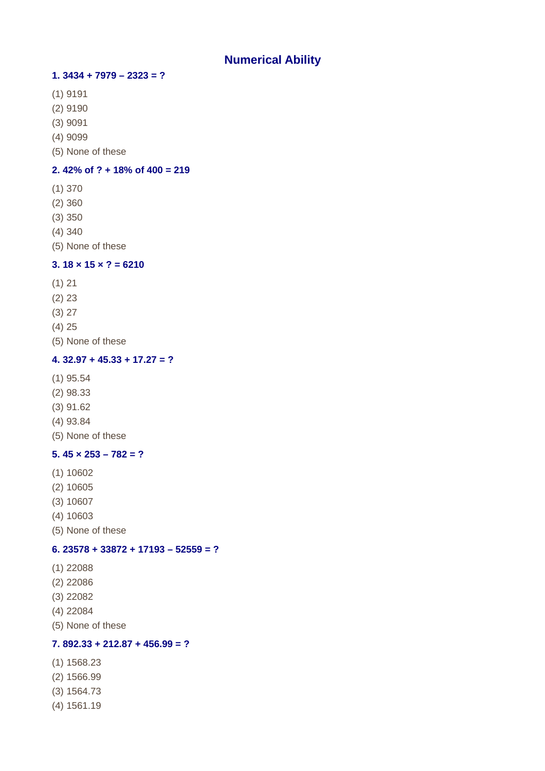# Numerical Ability

**1. 3434 + 7979 – 2323 = ?**

(1) 9191
(2) 9190
(3) 9091
(4) 9099
(5) None of these

**2. 42% of ? + 18% of 400 = 219**

(1) 370
(2) 360
(3) 350
(4) 340
(5) None of these

**3. 18 × 15 × ? = 6210**

(1) 21
(2) 23
(3) 27
(4) 25
(5) None of these

**4. 32.97 + 45.33 + 17.27 = ?**

(1) 95.54
(2) 98.33
(3) 91.62
(4) 93.84
(5) None of these

**5. 45 × 253 – 782 = ?**

(1) 10602
(2) 10605
(3) 10607
(4) 10603
(5) None of these

**6. 23578 + 33872 + 17193 – 52559 = ?**

(1) 22088
(2) 22086
(3) 22082
(4) 22084
(5) None of these

**7. 892.33 + 212.87 + 456.99 = ?**

(1) 1568.23
(2) 1566.99
(3) 1564.73
(4) 1561.19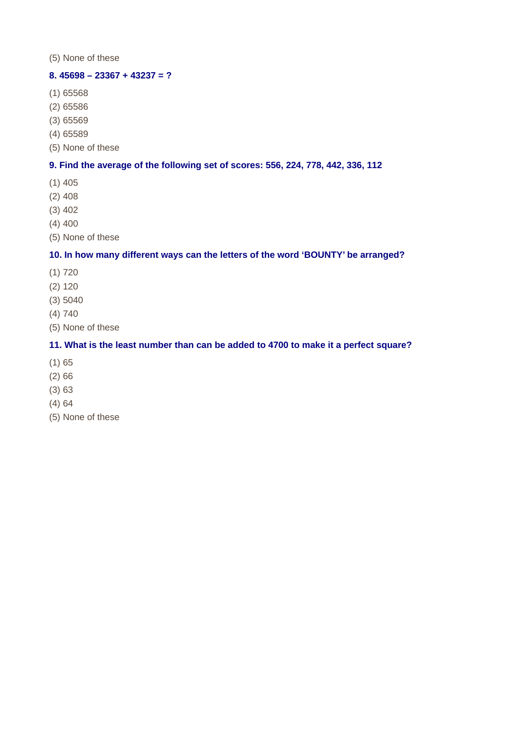(5) None of these

**8. 45698 – 23367 + 43237 = ?**

(1) 65568
(2) 65586
(3) 65569
(4) 65589
(5) None of these

**9. Find the average of the following set of scores: 556, 224, 778, 442, 336, 112**

(1) 405
(2) 408
(3) 402
(4) 400
(5) None of these

**10. In how many different ways can the letters of the word 'BOUNTY' be arranged?**

(1) 720
(2) 120
(3) 5040
(4) 740
(5) None of these

**11. What is the least number than can be added to 4700 to make it a perfect square?**

(1) 65
(2) 66
(3) 63
(4) 64
(5) None of these